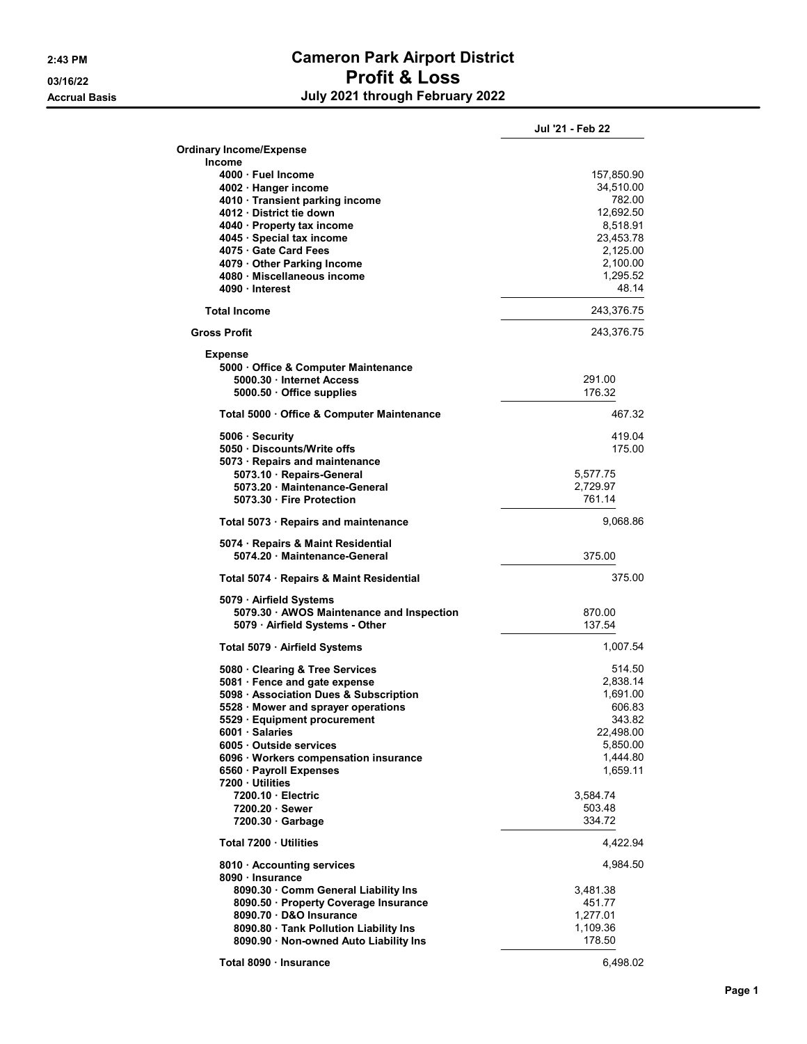# Cameron Park Airport District

## Profit & Loss

### July 2021 through February 2022

2:43 PM
03/16/22
Accrual Basis

| | | Jul '21 - Feb 22 |
|---|---|---|
| **Ordinary Income/Expense** | | |
| **Income** | | |
| 4000 · Fuel Income | | 157,850.90 |
| 4002 · Hanger income | | 34,510.00 |
| 4010 · Transient parking income | | 782.00 |
| 4012 · District tie down | | 12,692.50 |
| 4040 · Property tax income | | 8,518.91 |
| 4045 · Special tax income | | 23,453.78 |
| 4075 · Gate Card Fees | | 2,125.00 |
| 4079 · Other Parking Income | | 2,100.00 |
| 4080 · Miscellaneous income | | 1,295.52 |
| 4090 · Interest | | 48.14 |
| **Total Income** | | 243,376.75 |
| **Gross Profit** | | 243,376.75 |
| **Expense** | | |
| 5000 · Office & Computer Maintenance | | |
| 5000.30 · Internet Access | 291.00 | |
| 5000.50 · Office supplies | 176.32 | |
| Total 5000 · Office & Computer Maintenance | | 467.32 |
| 5006 · Security | | 419.04 |
| 5050 · Discounts/Write offs | | 175.00 |
| 5073 · Repairs and maintenance | | |
| 5073.10 · Repairs-General | 5,577.75 | |
| 5073.20 · Maintenance-General | 2,729.97 | |
| 5073.30 · Fire Protection | 761.14 | |
| Total 5073 · Repairs and maintenance | | 9,068.86 |
| 5074 · Repairs & Maint Residential | | |
| 5074.20 · Maintenance-General | 375.00 | |
| Total 5074 · Repairs & Maint Residential | | 375.00 |
| 5079 · Airfield Systems | | |
| 5079.30 · AWOS Maintenance and Inspection | 870.00 | |
| 5079 · Airfield Systems - Other | 137.54 | |
| Total 5079 · Airfield Systems | | 1,007.54 |
| 5080 · Clearing & Tree Services | | 514.50 |
| 5081 · Fence and gate expense | | 2,838.14 |
| 5098 · Association Dues & Subscription | | 1,691.00 |
| 5528 · Mower and sprayer operations | | 606.83 |
| 5529 · Equipment procurement | | 343.82 |
| 6001 · Salaries | | 22,498.00 |
| 6005 · Outside services | | 5,850.00 |
| 6096 · Workers compensation insurance | | 1,444.80 |
| 6560 · Payroll Expenses | | 1,659.11 |
| 7200 · Utilities | | |
| 7200.10 · Electric | 3,584.74 | |
| 7200.20 · Sewer | 503.48 | |
| 7200.30 · Garbage | 334.72 | |
| Total 7200 · Utilities | | 4,422.94 |
| 8010 · Accounting services | | 4,984.50 |
| 8090 · Insurance | | |
| 8090.30 · Comm General Liability Ins | 3,481.38 | |
| 8090.50 · Property Coverage Insurance | 451.77 | |
| 8090.70 · D&O Insurance | 1,277.01 | |
| 8090.80 · Tank Pollution Liability Ins | 1,109.36 | |
| 8090.90 · Non-owned Auto Liability Ins | 178.50 | |
| Total 8090 · Insurance | | 6,498.02 |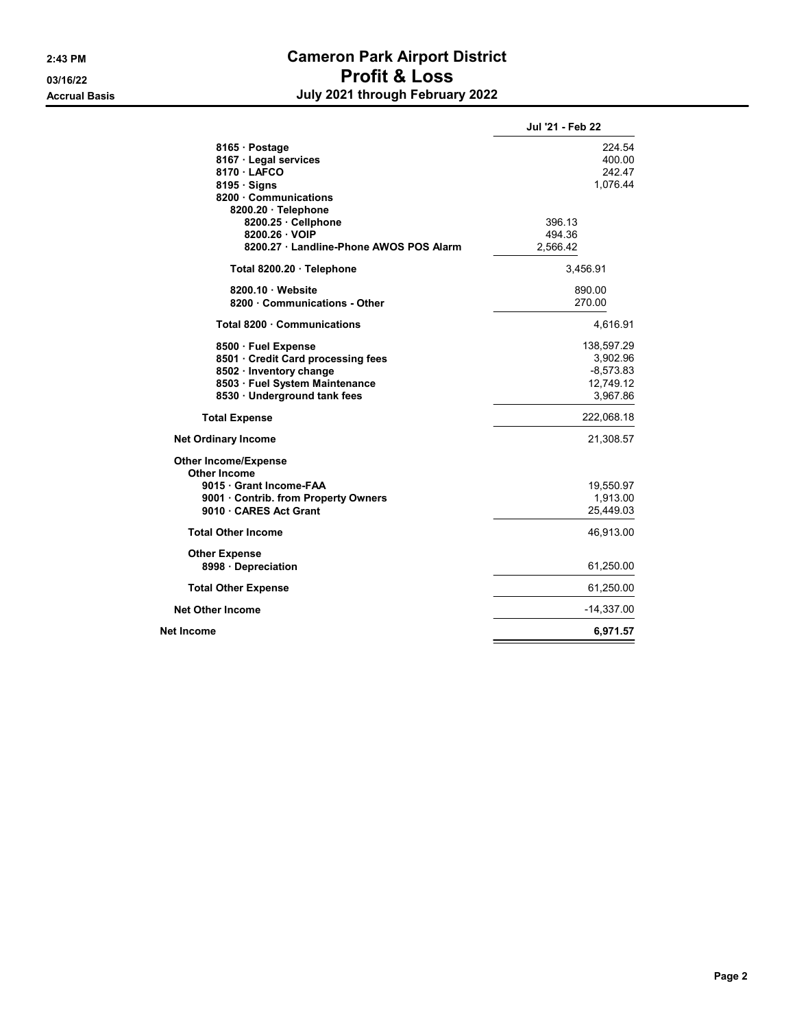# Cameron Park Airport District
## Profit & Loss
### July 2021 through February 2022

2:43 PM
03/16/22
Accrual Basis

| | | Jul '21 - Feb 22 |
|---|---|---|
| 8165 · Postage | | 224.54 |
| 8167 · Legal services | | 400.00 |
| 8170 · LAFCO | | 242.47 |
| 8195 · Signs | | 1,076.44 |
| 8200 · Communications | | |
| 8200.20 · Telephone | | |
| 8200.25 · Cellphone | 396.13 | |
| 8200.26 · VOIP | 494.36 | |
| 8200.27 · Landline-Phone AWOS POS Alarm | 2,566.42 | |
| Total 8200.20 · Telephone | 3,456.91 | |
| 8200.10 · Website | 890.00 | |
| 8200 · Communications - Other | 270.00 | |
| Total 8200 · Communications | | 4,616.91 |
| 8500 · Fuel Expense | | 138,597.29 |
| 8501 · Credit Card processing fees | | 3,902.96 |
| 8502 · Inventory change | | -8,573.83 |
| 8503 · Fuel System Maintenance | | 12,749.12 |
| 8530 · Underground tank fees | | 3,967.86 |
| **Total Expense** | | 222,068.18 |
| **Net Ordinary Income** | | 21,308.57 |
| **Other Income/Expense** | | |
| **Other Income** | | |
| 9015 · Grant Income-FAA | | 19,550.97 |
| 9001 · Contrib. from Property Owners | | 1,913.00 |
| 9010 · CARES Act Grant | | 25,449.03 |
| **Total Other Income** | | 46,913.00 |
| **Other Expense** | | |
| 8998 · Depreciation | | 61,250.00 |
| **Total Other Expense** | | 61,250.00 |
| **Net Other Income** | | -14,337.00 |
| **Net Income** | | **6,971.57** |